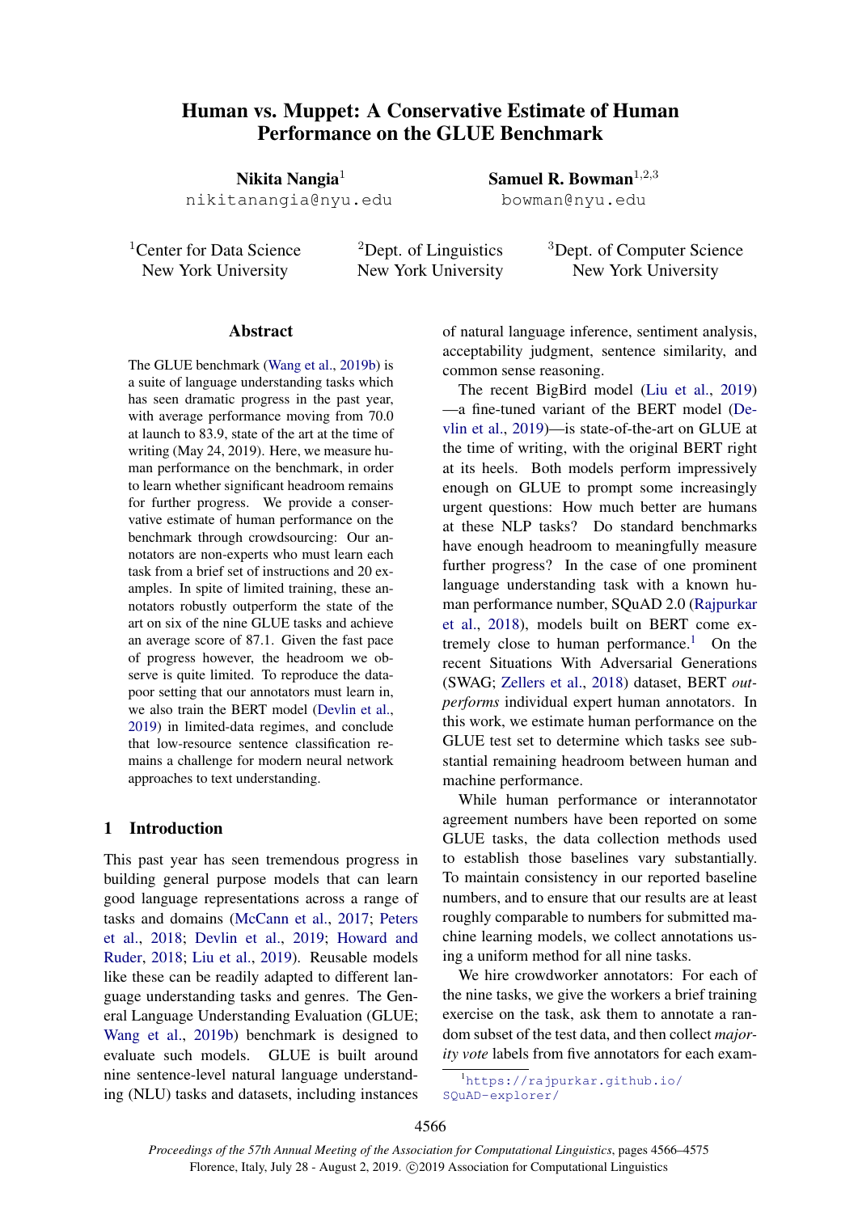# Human vs. Muppet: A Conservative Estimate of Human Performance on the GLUE Benchmark

**Nikita Nangia**[1]
nikitanangia@nyu.edu

**Samuel R. Bowman**[1,2,3]
bowman@nyu.edu

[1]Center for Data Science, New York University

[2]Dept. of Linguistics, New York University

[3]Dept. of Computer Science, New York University

## Abstract

The GLUE benchmark (Wang et al., 2019b) is a suite of language understanding tasks which has seen dramatic progress in the past year, with average performance moving from 70.0 at launch to 83.9, state of the art at the time of writing (May 24, 2019). Here, we measure human performance on the benchmark, in order to learn whether significant headroom remains for further progress. We provide a conservative estimate of human performance on the benchmark through crowdsourcing: Our annotators are non-experts who must learn each task from a brief set of instructions and 20 examples. In spite of limited training, these annotators robustly outperform the state of the art on six of the nine GLUE tasks and achieve an average score of 87.1. Given the fast pace of progress however, the headroom we observe is quite limited. To reproduce the data-poor setting that our annotators must learn in, we also train the BERT model (Devlin et al., 2019) in limited-data regimes, and conclude that low-resource sentence classification remains a challenge for modern neural network approaches to text understanding.

## 1 Introduction

This past year has seen tremendous progress in building general purpose models that can learn good language representations across a range of tasks and domains (McCann et al., 2017; Peters et al., 2018; Devlin et al., 2019; Howard and Ruder, 2018; Liu et al., 2019). Reusable models like these can be readily adapted to different language understanding tasks and genres. The General Language Understanding Evaluation (GLUE; Wang et al., 2019b) benchmark is designed to evaluate such models. GLUE is built around nine sentence-level natural language understanding (NLU) tasks and datasets, including instances of natural language inference, sentiment analysis, acceptability judgment, sentence similarity, and common sense reasoning.

The recent BigBird model (Liu et al., 2019) —a fine-tuned variant of the BERT model (Devlin et al., 2019)—is state-of-the-art on GLUE at the time of writing, with the original BERT right at its heels. Both models perform impressively enough on GLUE to prompt some increasingly urgent questions: How much better are humans at these NLP tasks? Do standard benchmarks have enough headroom to meaningfully measure further progress? In the case of one prominent language understanding task with a known human performance number, SQuAD 2.0 (Rajpurkar et al., 2018), models built on BERT come extremely close to human performance.[1] On the recent Situations With Adversarial Generations (SWAG; Zellers et al., 2018) dataset, BERT *outperforms* individual expert human annotators. In this work, we estimate human performance on the GLUE test set to determine which tasks see substantial remaining headroom between human and machine performance.

While human performance or interannotator agreement numbers have been reported on some GLUE tasks, the data collection methods used to establish those baselines vary substantially. To maintain consistency in our reported baseline numbers, and to ensure that our results are at least roughly comparable to numbers for submitted machine learning models, we collect annotations using a uniform method for all nine tasks.

We hire crowdworker annotators: For each of the nine tasks, we give the workers a brief training exercise on the task, ask them to annotate a random subset of the test data, and then collect *majority vote* labels from five annotators for each exam-

[1] https://rajpurkar.github.io/SQuAD-explorer/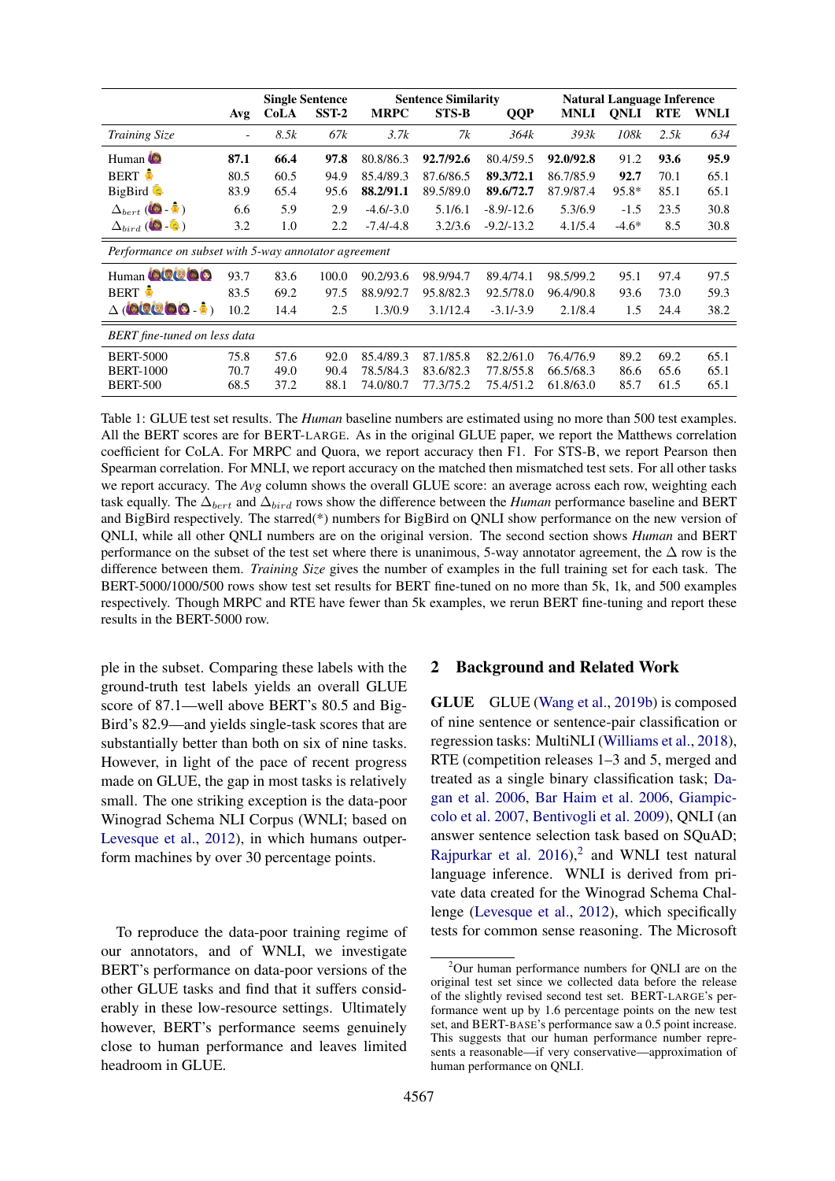|  | Avg | Single Sentence |  | Sentence Similarity |  |  | Natural Language Inference |  |  |  |
|---|---|---|---|---|---|---|---|---|---|---|
|  |  | CoLA | SST-2 | MRPC | STS-B | QQP | MNLI | QNLI | RTE | WNLI |
| *Training Size* | - | *8.5k* | *67k* | *3.7k* | *7k* | *364k* | *393k* | *108k* | *2.5k* | *634* |
| Human | **87.1** | **66.4** | **97.8** | 80.8/86.3 | **92.7/92.6** | 80.4/59.5 | **92.0/92.8** | 91.2 | **93.6** | **95.9** |
| BERT | 80.5 | 60.5 | 94.9 | 85.4/89.3 | 87.6/86.5 | **89.3/72.1** | 86.7/85.9 | **92.7** | 70.1 | 65.1 |
| BigBird | 83.9 | 65.4 | 95.6 | **88.2/91.1** | 89.5/89.0 | **89.6/72.7** | 87.9/87.4 | 95.8* | 85.1 | 65.1 |
| $\Delta_{bert}$ (Human - BERT) | 6.6 | 5.9 | 2.9 | -4.6/-3.0 | 5.1/6.1 | -8.9/-12.6 | 5.3/6.9 | -1.5 | 23.5 | 30.8 |
| $\Delta_{bird}$ (Human - BigBird) | 3.2 | 1.0 | 2.2 | -7.4/-4.8 | 3.2/3.6 | -9.2/-13.2 | 4.1/5.4 | -4.6* | 8.5 | 30.8 |
| *Performance on subset with 5-way annotator agreement* |  |  |  |  |  |  |  |  |  |  |
| Human | 93.7 | 83.6 | 100.0 | 90.2/93.6 | 98.9/94.7 | 89.4/74.1 | 98.5/99.2 | 95.1 | 97.4 | 97.5 |
| BERT | 83.5 | 69.2 | 97.5 | 88.9/92.7 | 95.8/82.3 | 92.5/78.0 | 96.4/90.8 | 93.6 | 73.0 | 59.3 |
| $\Delta$ (Human - BERT) | 10.2 | 14.4 | 2.5 | 1.3/0.9 | 3.1/12.4 | -3.1/-3.9 | 2.1/8.4 | 1.5 | 24.4 | 38.2 |
| *BERT fine-tuned on less data* |  |  |  |  |  |  |  |  |  |  |
| BERT-5000 | 75.8 | 57.6 | 92.0 | 85.4/89.3 | 87.1/85.8 | 82.2/61.0 | 76.4/76.9 | 89.2 | 69.2 | 65.1 |
| BERT-1000 | 70.7 | 49.0 | 90.4 | 78.5/84.3 | 83.6/82.3 | 77.8/55.8 | 66.5/68.3 | 86.6 | 65.6 | 65.1 |
| BERT-500 | 68.5 | 37.2 | 88.1 | 74.0/80.7 | 77.3/75.2 | 75.4/51.2 | 61.8/63.0 | 85.7 | 61.5 | 65.1 |

Table 1: GLUE test set results. The *Human* baseline numbers are estimated using no more than 500 test examples. All the BERT scores are for BERT-LARGE. As in the original GLUE paper, we report the Matthews correlation coefficient for CoLA. For MRPC and Quora, we report accuracy then F1. For STS-B, we report Pearson then Spearman correlation. For MNLI, we report accuracy on the matched then mismatched test sets. For all other tasks we report accuracy. The *Avg* column shows the overall GLUE score: an average across each row, weighting each task equally. The $\Delta_{bert}$ and $\Delta_{bird}$ rows show the difference between the *Human* performance baseline and BERT and BigBird respectively. The starred(*) numbers for BigBird on QNLI show performance on the new version of QNLI, while all other QNLI numbers are on the original version. The second section shows *Human* and BERT performance on the subset of the test set where there is unanimous, 5-way annotator agreement, the $\Delta$ row is the difference between them. *Training Size* gives the number of examples in the full training set for each task. The BERT-5000/1000/500 rows show test set results for BERT fine-tuned on no more than 5k, 1k, and 500 examples respectively. Though MRPC and RTE have fewer than 5k examples, we rerun BERT fine-tuning and report these results in the BERT-5000 row.

ple in the subset. Comparing these labels with the ground-truth test labels yields an overall GLUE score of 87.1—well above BERT's 80.5 and BigBird's 82.9—and yields single-task scores that are substantially better than both on six of nine tasks. However, in light of the pace of recent progress made on GLUE, the gap in most tasks is relatively small. The one striking exception is the data-poor Winograd Schema NLI Corpus (WNLI; based on Levesque et al., 2012), in which humans outperform machines by over 30 percentage points.

To reproduce the data-poor training regime of our annotators, and of WNLI, we investigate BERT's performance on data-poor versions of the other GLUE tasks and find that it suffers considerably in these low-resource settings. Ultimately however, BERT's performance seems genuinely close to human performance and leaves limited headroom in GLUE.

## 2 Background and Related Work

**GLUE** GLUE (Wang et al., 2019b) is composed of nine sentence or sentence-pair classification or regression tasks: MultiNLI (Williams et al., 2018), RTE (competition releases 1–3 and 5, merged and treated as a single binary classification task; Dagan et al. 2006, Bar Haim et al. 2006, Giampiccolo et al. 2007, Bentivogli et al. 2009), QNLI (an answer sentence selection task based on SQuAD; Rajpurkar et al. 2016),[2] and WNLI test natural language inference. WNLI is derived from private data created for the Winograd Schema Challenge (Levesque et al., 2012), which specifically tests for common sense reasoning. The Microsoft

[2]Our human performance numbers for QNLI are on the original test set since we collected data before the release of the slightly revised second test set. BERT-LARGE's performance went up by 1.6 percentage points on the new test set, and BERT-BASE's performance saw a 0.5 point increase. This suggests that our human performance number represents a reasonable—if very conservative—approximation of human performance on QNLI.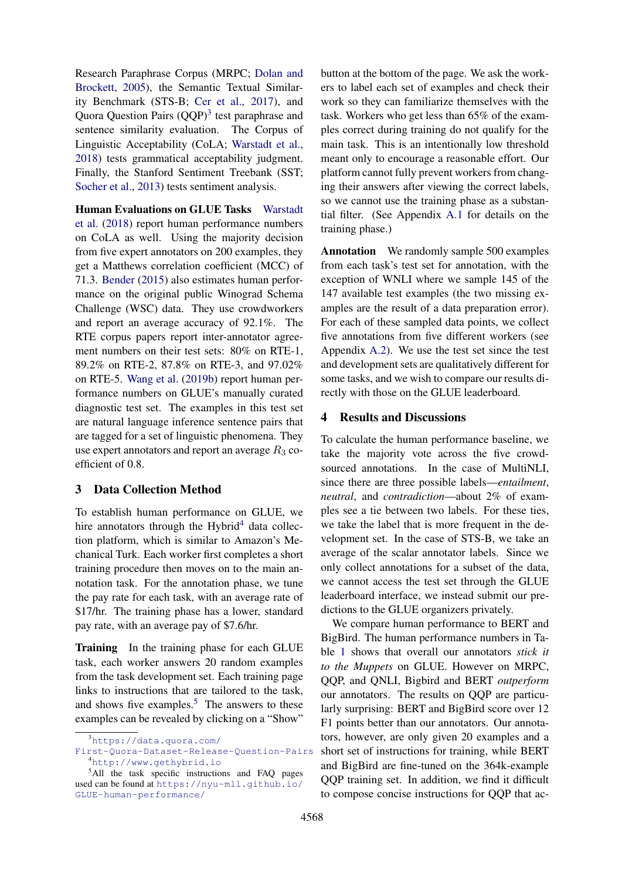Research Paraphrase Corpus (MRPC; Dolan and Brockett, 2005), the Semantic Textual Similarity Benchmark (STS-B; Cer et al., 2017), and Quora Question Pairs (QQP)[3] test paraphrase and sentence similarity evaluation. The Corpus of Linguistic Acceptability (CoLA; Warstadt et al., 2018) tests grammatical acceptability judgment. Finally, the Stanford Sentiment Treebank (SST; Socher et al., 2013) tests sentiment analysis.

**Human Evaluations on GLUE Tasks** Warstadt et al. (2018) report human performance numbers on CoLA as well. Using the majority decision from five expert annotators on 200 examples, they get a Matthews correlation coefficient (MCC) of 71.3. Bender (2015) also estimates human performance on the original public Winograd Schema Challenge (WSC) data. They use crowdworkers and report an average accuracy of 92.1%. The RTE corpus papers report inter-annotator agreement numbers on their test sets: 80% on RTE-1, 89.2% on RTE-2, 87.8% on RTE-3, and 97.02% on RTE-5. Wang et al. (2019b) report human performance numbers on GLUE's manually curated diagnostic test set. The examples in this test set are natural language inference sentence pairs that are tagged for a set of linguistic phenomena. They use expert annotators and report an average $R_3$ coefficient of 0.8.

## 3 Data Collection Method

To establish human performance on GLUE, we hire annotators through the Hybrid[4] data collection platform, which is similar to Amazon's Mechanical Turk. Each worker first completes a short training procedure then moves on to the main annotation task. For the annotation phase, we tune the pay rate for each task, with an average rate of \$17/hr. The training phase has a lower, standard pay rate, with an average pay of \$7.6/hr.

**Training** In the training phase for each GLUE task, each worker answers 20 random examples from the task development set. Each training page links to instructions that are tailored to the task, and shows five examples.[5] The answers to these examples can be revealed by clicking on a "Show" button at the bottom of the page. We ask the workers to label each set of examples and check their work so they can familiarize themselves with the task. Workers who get less than 65% of the examples correct during training do not qualify for the main task. This is an intentionally low threshold meant only to encourage a reasonable effort. Our platform cannot fully prevent workers from changing their answers after viewing the correct labels, so we cannot use the training phase as a substantial filter. (See Appendix A.1 for details on the training phase.)

**Annotation** We randomly sample 500 examples from each task's test set for annotation, with the exception of WNLI where we sample 145 of the 147 available test examples (the two missing examples are the result of a data preparation error). For each of these sampled data points, we collect five annotations from five different workers (see Appendix A.2). We use the test set since the test and development sets are qualitatively different for some tasks, and we wish to compare our results directly with those on the GLUE leaderboard.

## 4 Results and Discussions

To calculate the human performance baseline, we take the majority vote across the five crowd-sourced annotations. In the case of MultiNLI, since there are three possible labels—*entailment*, *neutral*, and *contradiction*—about 2% of examples see a tie between two labels. For these ties, we take the label that is more frequent in the development set. In the case of STS-B, we take an average of the scalar annotator labels. Since we only collect annotations for a subset of the data, we cannot access the test set through the GLUE leaderboard interface, we instead submit our predictions to the GLUE organizers privately.

We compare human performance to BERT and BigBird. The human performance numbers in Table 1 shows that overall our annotators *stick it to the Muppets* on GLUE. However on MRPC, QQP, and QNLI, Bigbird and BERT *outperform* our annotators. The results on QQP are particularly surprising: BERT and BigBird score over 12 F1 points better than our annotators. Our annotators, however, are only given 20 examples and a short set of instructions for training, while BERT and BigBird are fine-tuned on the 364k-example QQP training set. In addition, we find it difficult to compose concise instructions for QQP that ac-

---

[3] https://data.quora.com/First-Quora-Dataset-Release-Question-Pairs

[4] http://www.gethybrid.io

[5] All the task specific instructions and FAQ pages used can be found at https://nyu-mll.github.io/GLUE-human-performance/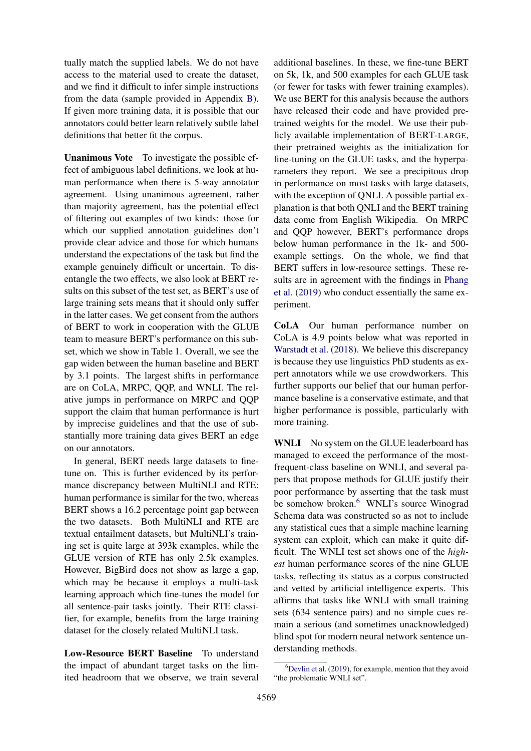tually match the supplied labels. We do not have access to the material used to create the dataset, and we find it difficult to infer simple instructions from the data (sample provided in Appendix B). If given more training data, it is possible that our annotators could better learn relatively subtle label definitions that better fit the corpus.

**Unanimous Vote** To investigate the possible effect of ambiguous label definitions, we look at human performance when there is 5-way annotator agreement. Using unanimous agreement, rather than majority agreement, has the potential effect of filtering out examples of two kinds: those for which our supplied annotation guidelines don't provide clear advice and those for which humans understand the expectations of the task but find the example genuinely difficult or uncertain. To disentangle the two effects, we also look at BERT results on this subset of the test set, as BERT's use of large training sets means that it should only suffer in the latter cases. We get consent from the authors of BERT to work in cooperation with the GLUE team to measure BERT's performance on this subset, which we show in Table 1. Overall, we see the gap widen between the human baseline and BERT by 3.1 points. The largest shifts in performance are on CoLA, MRPC, QQP, and WNLI. The relative jumps in performance on MRPC and QQP support the claim that human performance is hurt by imprecise guidelines and that the use of substantially more training data gives BERT an edge on our annotators.

In general, BERT needs large datasets to fine-tune on. This is further evidenced by its performance discrepancy between MultiNLI and RTE: human performance is similar for the two, whereas BERT shows a 16.2 percentage point gap between the two datasets. Both MultiNLI and RTE are textual entailment datasets, but MultiNLI's training set is quite large at 393k examples, while the GLUE version of RTE has only 2.5k examples. However, BigBird does not show as large a gap, which may be because it employs a multi-task learning approach which fine-tunes the model for all sentence-pair tasks jointly. Their RTE classifier, for example, benefits from the large training dataset for the closely related MultiNLI task.

**Low-Resource BERT Baseline** To understand the impact of abundant target tasks on the limited headroom that we observe, we train several additional baselines. In these, we fine-tune BERT on 5k, 1k, and 500 examples for each GLUE task (or fewer for tasks with fewer training examples). We use BERT for this analysis because the authors have released their code and have provided pre-trained weights for the model. We use their publicly available implementation of BERT-LARGE, their pretrained weights as the initialization for fine-tuning on the GLUE tasks, and the hyperparameters they report. We see a precipitous drop in performance on most tasks with large datasets, with the exception of QNLI. A possible partial explanation is that both QNLI and the BERT training data come from English Wikipedia. On MRPC and QQP however, BERT's performance drops below human performance in the 1k- and 500-example settings. On the whole, we find that BERT suffers in low-resource settings. These results are in agreement with the findings in Phang et al. (2019) who conduct essentially the same experiment.

**CoLA** Our human performance number on CoLA is 4.9 points below what was reported in Warstadt et al. (2018). We believe this discrepancy is because they use linguistics PhD students as expert annotators while we use crowdworkers. This further supports our belief that our human performance baseline is a conservative estimate, and that higher performance is possible, particularly with more training.

**WNLI** No system on the GLUE leaderboard has managed to exceed the performance of the most-frequent-class baseline on WNLI, and several papers that propose methods for GLUE justify their poor performance by asserting that the task must be somehow broken.[6] WNLI's source Winograd Schema data was constructed so as not to include any statistical cues that a simple machine learning system can exploit, which can make it quite difficult. The WNLI test set shows one of the *highest* human performance scores of the nine GLUE tasks, reflecting its status as a corpus constructed and vetted by artificial intelligence experts. This affirms that tasks like WNLI with small training sets (634 sentence pairs) and no simple cues remain a serious (and sometimes unacknowledged) blind spot for modern neural network sentence understanding methods.

[6] Devlin et al. (2019), for example, mention that they avoid "the problematic WNLI set".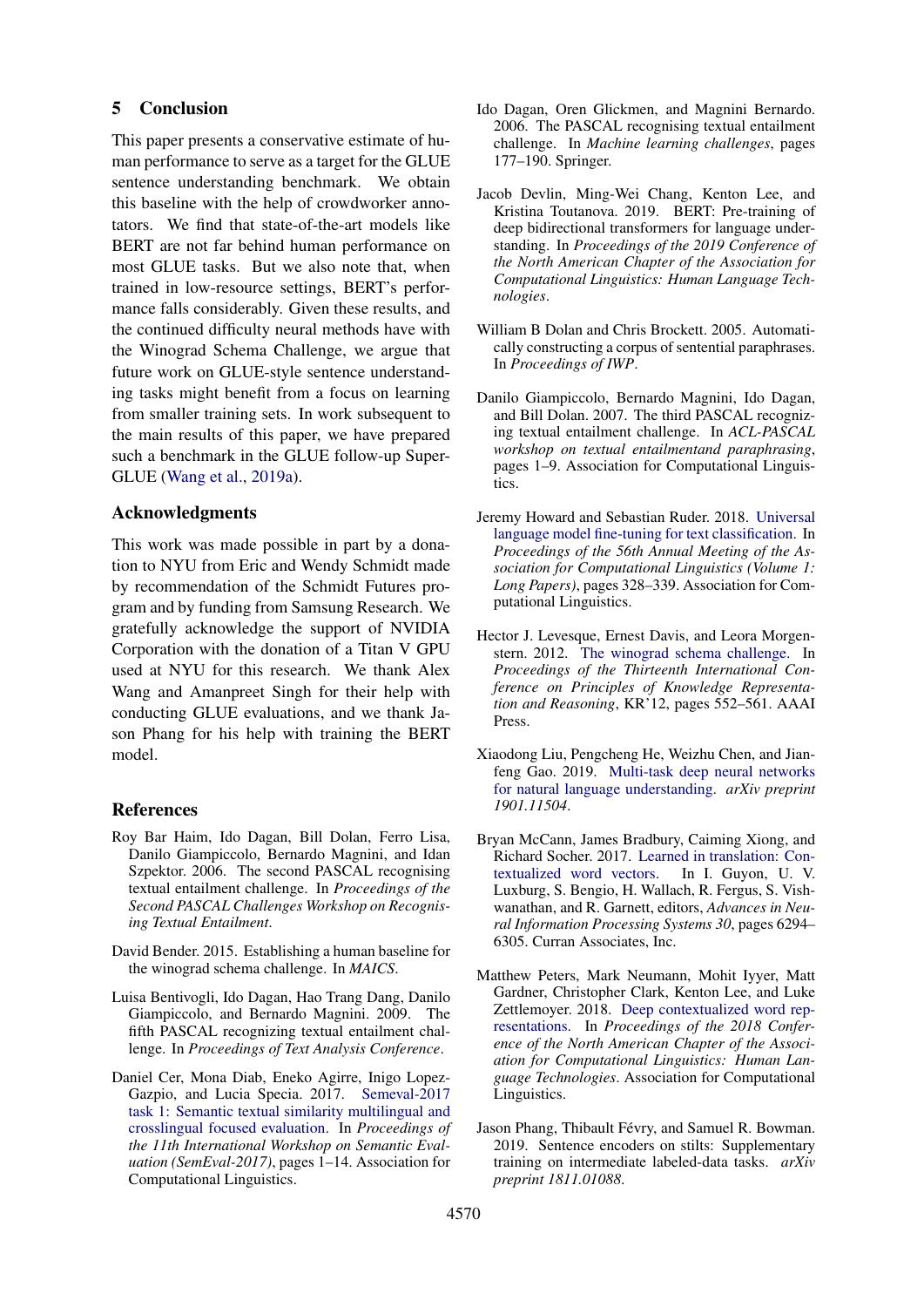## 5 Conclusion

This paper presents a conservative estimate of human performance to serve as a target for the GLUE sentence understanding benchmark. We obtain this baseline with the help of crowdworker annotators. We find that state-of-the-art models like BERT are not far behind human performance on most GLUE tasks. But we also note that, when trained in low-resource settings, BERT's performance falls considerably. Given these results, and the continued difficulty neural methods have with the Winograd Schema Challenge, we argue that future work on GLUE-style sentence understanding tasks might benefit from a focus on learning from smaller training sets. In work subsequent to the main results of this paper, we have prepared such a benchmark in the GLUE follow-up SuperGLUE (Wang et al., 2019a).

## Acknowledgments

This work was made possible in part by a donation to NYU from Eric and Wendy Schmidt made by recommendation of the Schmidt Futures program and by funding from Samsung Research. We gratefully acknowledge the support of NVIDIA Corporation with the donation of a Titan V GPU used at NYU for this research. We thank Alex Wang and Amanpreet Singh for their help with conducting GLUE evaluations, and we thank Jason Phang for his help with training the BERT model.

## References

Roy Bar Haim, Ido Dagan, Bill Dolan, Ferro Lisa, Danilo Giampiccolo, Bernardo Magnini, and Idan Szpektor. 2006. The second PASCAL recognising textual entailment challenge. In *Proceedings of the Second PASCAL Challenges Workshop on Recognising Textual Entailment*.

David Bender. 2015. Establishing a human baseline for the winograd schema challenge. In *MAICS*.

Luisa Bentivogli, Ido Dagan, Hao Trang Dang, Danilo Giampiccolo, and Bernardo Magnini. 2009. The fifth PASCAL recognizing textual entailment challenge. In *Proceedings of Text Analysis Conference*.

Daniel Cer, Mona Diab, Eneko Agirre, Inigo Lopez-Gazpio, and Lucia Specia. 2017. Semeval-2017 task 1: Semantic textual similarity multilingual and crosslingual focused evaluation. In *Proceedings of the 11th International Workshop on Semantic Evaluation (SemEval-2017)*, pages 1–14. Association for Computational Linguistics.

Ido Dagan, Oren Glickmen, and Magnini Bernardo. 2006. The PASCAL recognising textual entailment challenge. In *Machine learning challenges*, pages 177–190. Springer.

Jacob Devlin, Ming-Wei Chang, Kenton Lee, and Kristina Toutanova. 2019. BERT: Pre-training of deep bidirectional transformers for language understanding. In *Proceedings of the 2019 Conference of the North American Chapter of the Association for Computational Linguistics: Human Language Technologies*.

William B Dolan and Chris Brockett. 2005. Automatically constructing a corpus of sentential paraphrases. In *Proceedings of IWP*.

Danilo Giampiccolo, Bernardo Magnini, Ido Dagan, and Bill Dolan. 2007. The third PASCAL recognizing textual entailment challenge. In *ACL-PASCAL workshop on textual entailmentand paraphrasing*, pages 1–9. Association for Computational Linguistics.

Jeremy Howard and Sebastian Ruder. 2018. Universal language model fine-tuning for text classification. In *Proceedings of the 56th Annual Meeting of the Association for Computational Linguistics (Volume 1: Long Papers)*, pages 328–339. Association for Computational Linguistics.

Hector J. Levesque, Ernest Davis, and Leora Morgenstern. 2012. The winograd schema challenge. In *Proceedings of the Thirteenth International Conference on Principles of Knowledge Representation and Reasoning*, KR'12, pages 552–561. AAAI Press.

Xiaodong Liu, Pengcheng He, Weizhu Chen, and Jianfeng Gao. 2019. Multi-task deep neural networks for natural language understanding. *arXiv preprint 1901.11504*.

Bryan McCann, James Bradbury, Caiming Xiong, and Richard Socher. 2017. Learned in translation: Contextualized word vectors. In I. Guyon, U. V. Luxburg, S. Bengio, H. Wallach, R. Fergus, S. Vishwanathan, and R. Garnett, editors, *Advances in Neural Information Processing Systems 30*, pages 6294–6305. Curran Associates, Inc.

Matthew Peters, Mark Neumann, Mohit Iyyer, Matt Gardner, Christopher Clark, Kenton Lee, and Luke Zettlemoyer. 2018. Deep contextualized word representations. In *Proceedings of the 2018 Conference of the North American Chapter of the Association for Computational Linguistics: Human Language Technologies*. Association for Computational Linguistics.

Jason Phang, Thibault Févry, and Samuel R. Bowman. 2019. Sentence encoders on stilts: Supplementary training on intermediate labeled-data tasks. *arXiv preprint 1811.01088*.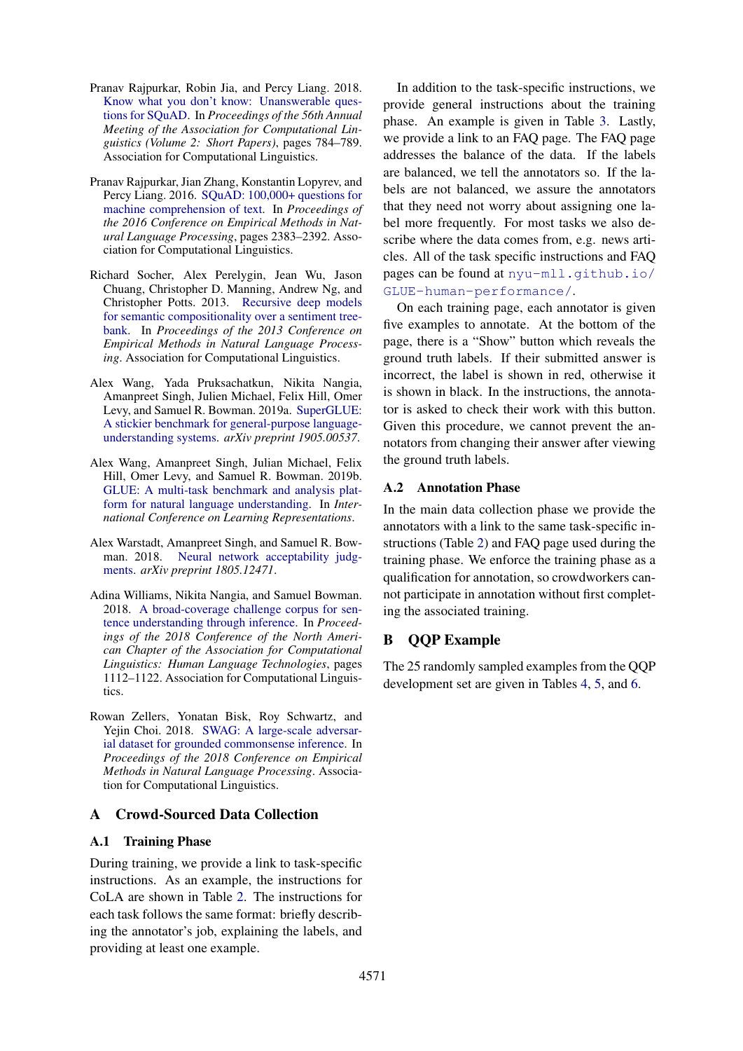Pranav Rajpurkar, Robin Jia, and Percy Liang. 2018. Know what you don't know: Unanswerable questions for SQuAD. In *Proceedings of the 56th Annual Meeting of the Association for Computational Linguistics (Volume 2: Short Papers)*, pages 784–789. Association for Computational Linguistics.

Pranav Rajpurkar, Jian Zhang, Konstantin Lopyrev, and Percy Liang. 2016. SQuAD: 100,000+ questions for machine comprehension of text. In *Proceedings of the 2016 Conference on Empirical Methods in Natural Language Processing*, pages 2383–2392. Association for Computational Linguistics.

Richard Socher, Alex Perelygin, Jean Wu, Jason Chuang, Christopher D. Manning, Andrew Ng, and Christopher Potts. 2013. Recursive deep models for semantic compositionality over a sentiment treebank. In *Proceedings of the 2013 Conference on Empirical Methods in Natural Language Processing*. Association for Computational Linguistics.

Alex Wang, Yada Pruksachatkun, Nikita Nangia, Amanpreet Singh, Julien Michael, Felix Hill, Omer Levy, and Samuel R. Bowman. 2019a. SuperGLUE: A stickier benchmark for general-purpose language-understanding systems. *arXiv preprint 1905.00537*.

Alex Wang, Amanpreet Singh, Julian Michael, Felix Hill, Omer Levy, and Samuel R. Bowman. 2019b. GLUE: A multi-task benchmark and analysis platform for natural language understanding. In *International Conference on Learning Representations*.

Alex Warstadt, Amanpreet Singh, and Samuel R. Bowman. 2018. Neural network acceptability judgments. *arXiv preprint 1805.12471*.

Adina Williams, Nikita Nangia, and Samuel Bowman. 2018. A broad-coverage challenge corpus for sentence understanding through inference. In *Proceedings of the 2018 Conference of the North American Chapter of the Association for Computational Linguistics: Human Language Technologies*, pages 1112–1122. Association for Computational Linguistics.

Rowan Zellers, Yonatan Bisk, Roy Schwartz, and Yejin Choi. 2018. SWAG: A large-scale adversarial dataset for grounded commonsense inference. In *Proceedings of the 2018 Conference on Empirical Methods in Natural Language Processing*. Association for Computational Linguistics.

## A Crowd-Sourced Data Collection

### A.1 Training Phase

During training, we provide a link to task-specific instructions. As an example, the instructions for CoLA are shown in Table 2. The instructions for each task follows the same format: briefly describing the annotator's job, explaining the labels, and providing at least one example.

In addition to the task-specific instructions, we provide general instructions about the training phase. An example is given in Table 3. Lastly, we provide a link to an FAQ page. The FAQ page addresses the balance of the data. If the labels are balanced, we tell the annotators so. If the labels are not balanced, we assure the annotators that they need not worry about assigning one label more frequently. For most tasks we also describe where the data comes from, e.g. news articles. All of the task specific instructions and FAQ pages can be found at `nyu-mll.github.io/GLUE-human-performance/`.

On each training page, each annotator is given five examples to annotate. At the bottom of the page, there is a "Show" button which reveals the ground truth labels. If their submitted answer is incorrect, the label is shown in red, otherwise it is shown in black. In the instructions, the annotator is asked to check their work with this button. Given this procedure, we cannot prevent the annotators from changing their answer after viewing the ground truth labels.

### A.2 Annotation Phase

In the main data collection phase we provide the annotators with a link to the same task-specific instructions (Table 2) and FAQ page used during the training phase. We enforce the training phase as a qualification for annotation, so crowdworkers cannot participate in annotation without first completing the associated training.

## B QQP Example

The 25 randomly sampled examples from the QQP development set are given in Tables 4, 5, and 6.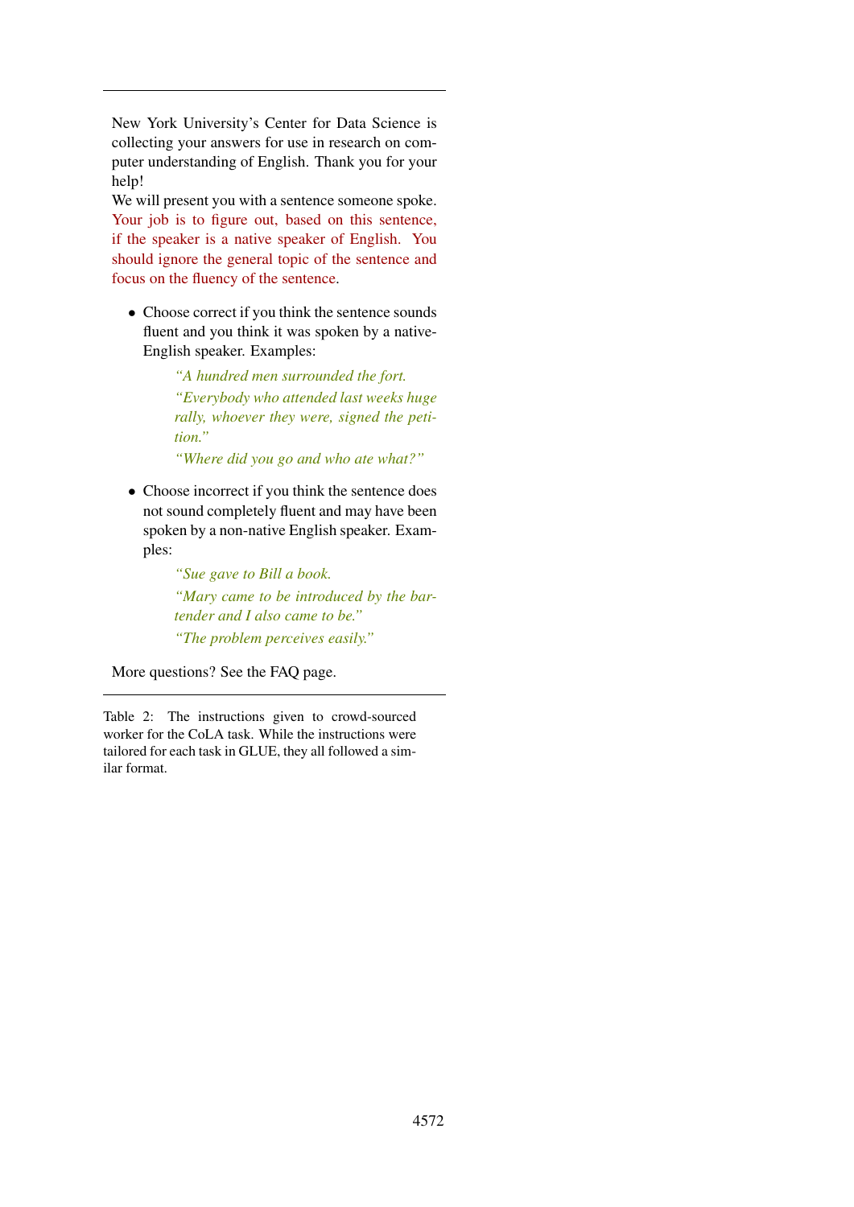New York University's Center for Data Science is collecting your answers for use in research on computer understanding of English. Thank you for your help!

We will present you with a sentence someone spoke. Your job is to figure out, based on this sentence, if the speaker is a native speaker of English. You should ignore the general topic of the sentence and focus on the fluency of the sentence.

- Choose correct if you think the sentence sounds fluent and you think it was spoken by a native-English speaker. Examples:

  *"A hundred men surrounded the fort.*
  *"Everybody who attended last weeks huge rally, whoever they were, signed the petition."*
  *"Where did you go and who ate what?"*

- Choose incorrect if you think the sentence does not sound completely fluent and may have been spoken by a non-native English speaker. Examples:

  *"Sue gave to Bill a book.*
  *"Mary came to be introduced by the bartender and I also came to be."*
  *"The problem perceives easily."*

More questions? See the FAQ page.

Table 2: The instructions given to crowd-sourced worker for the CoLA task. While the instructions were tailored for each task in GLUE, they all followed a similar format.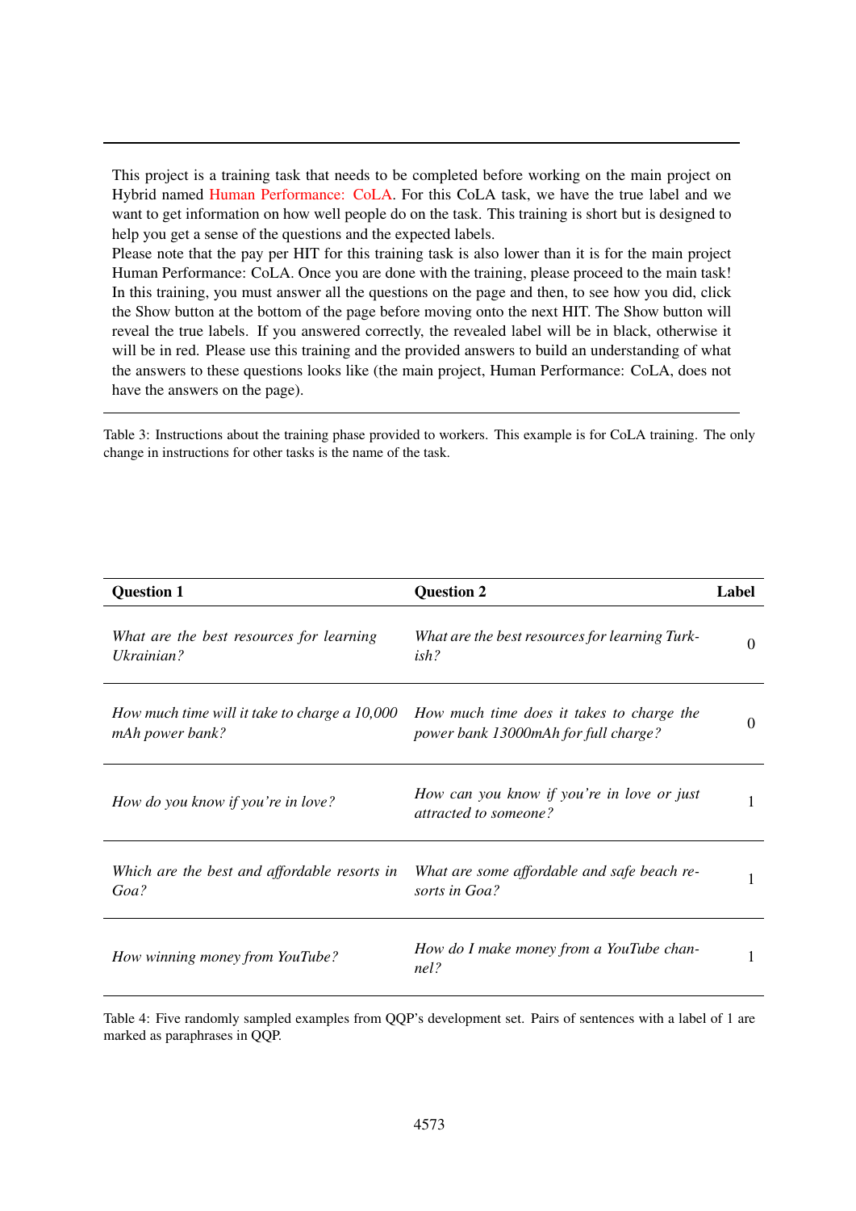This project is a training task that needs to be completed before working on the main project on Hybrid named Human Performance: CoLA. For this CoLA task, we have the true label and we want to get information on how well people do on the task. This training is short but is designed to help you get a sense of the questions and the expected labels.
Please note that the pay per HIT for this training task is also lower than it is for the main project Human Performance: CoLA. Once you are done with the training, please proceed to the main task!
In this training, you must answer all the questions on the page and then, to see how you did, click the Show button at the bottom of the page before moving onto the next HIT. The Show button will reveal the true labels. If you answered correctly, the revealed label will be in black, otherwise it will be in red. Please use this training and the provided answers to build an understanding of what the answers to these questions looks like (the main project, Human Performance: CoLA, does not have the answers on the page).

Table 3: Instructions about the training phase provided to workers. This example is for CoLA training. The only change in instructions for other tasks is the name of the task.

| **Question 1** | **Question 2** | **Label** |
|---|---|---|
| *What are the best resources for learning Ukrainian?* | *What are the best resources for learning Turkish?* | 0 |
| *How much time will it take to charge a 10,000 mAh power bank?* | *How much time does it takes to charge the power bank 13000mAh for full charge?* | 0 |
| *How do you know if you're in love?* | *How can you know if you're in love or just attracted to someone?* | 1 |
| *Which are the best and affordable resorts in Goa?* | *What are some affordable and safe beach resorts in Goa?* | 1 |
| *How winning money from YouTube?* | *How do I make money from a YouTube channel?* | 1 |

Table 4: Five randomly sampled examples from QQP's development set. Pairs of sentences with a label of 1 are marked as paraphrases in QQP.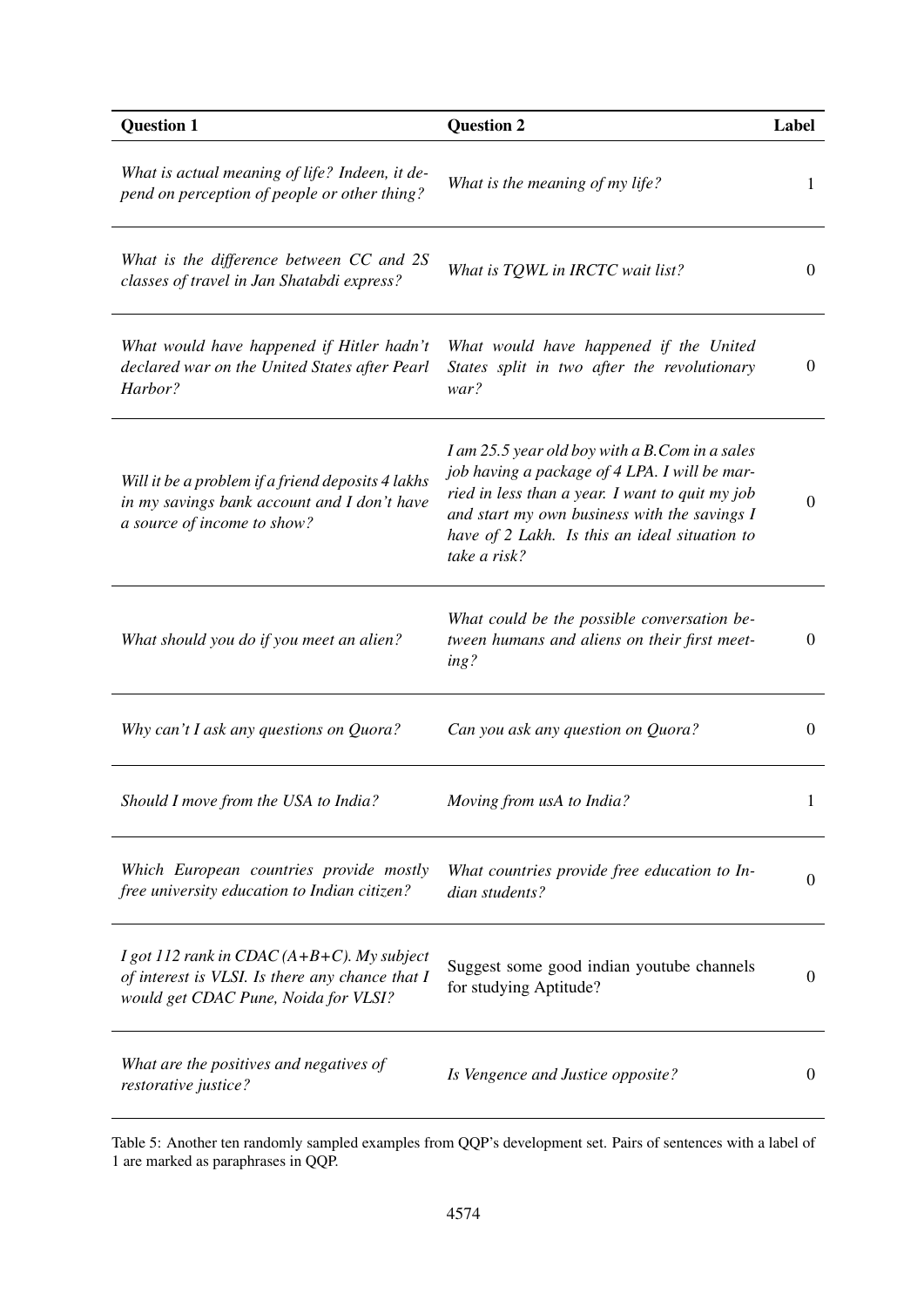| **Question 1** | **Question 2** | **Label** |
|---|---|---|
| *What is actual meaning of life? Indeen, it depend on perception of people or other thing?* | *What is the meaning of my life?* | 1 |
| *What is the difference between CC and 2S classes of travel in Jan Shatabdi express?* | *What is TQWL in IRCTC wait list?* | 0 |
| *What would have happened if Hitler hadn't declared war on the United States after Pearl Harbor?* | *What would have happened if the United States split in two after the revolutionary war?* | 0 |
| *Will it be a problem if a friend deposits 4 lakhs in my savings bank account and I don't have a source of income to show?* | *I am 25.5 year old boy with a B.Com in a sales job having a package of 4 LPA. I will be married in less than a year. I want to quit my job and start my own business with the savings I have of 2 Lakh. Is this an ideal situation to take a risk?* | 0 |
| *What should you do if you meet an alien?* | *What could be the possible conversation between humans and aliens on their first meeting?* | 0 |
| *Why can't I ask any questions on Quora?* | *Can you ask any question on Quora?* | 0 |
| *Should I move from the USA to India?* | *Moving from usA to India?* | 1 |
| *Which European countries provide mostly free university education to Indian citizen?* | *What countries provide free education to Indian students?* | 0 |
| *I got 112 rank in CDAC (A+B+C). My subject of interest is VLSI. Is there any chance that I would get CDAC Pune, Noida for VLSI?* | Suggest some good indian youtube channels for studying Aptitude? | 0 |
| *What are the positives and negatives of restorative justice?* | *Is Vengence and Justice opposite?* | 0 |

Table 5: Another ten randomly sampled examples from QQP's development set. Pairs of sentences with a label of 1 are marked as paraphrases in QQP.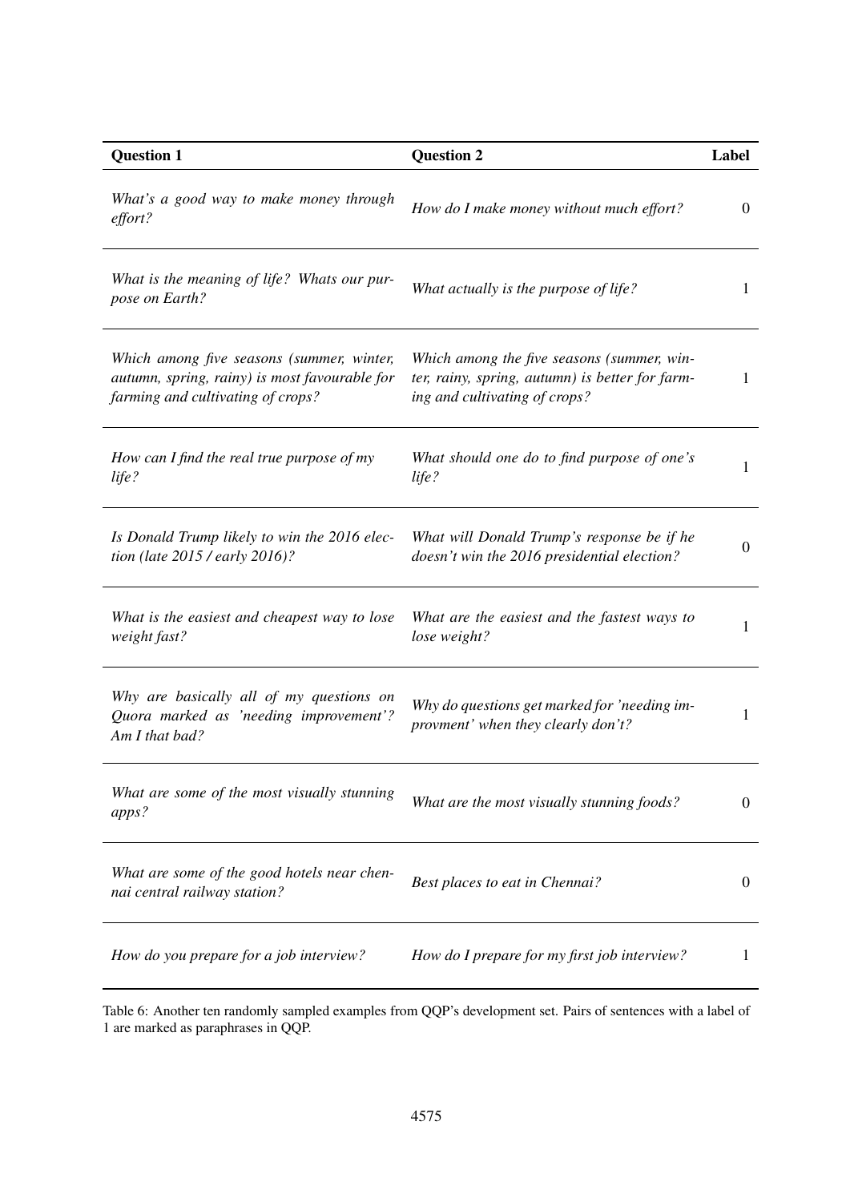| **Question 1** | **Question 2** | **Label** |
|---|---|---|
| *What's a good way to make money through effort?* | *How do I make money without much effort?* | 0 |
| *What is the meaning of life? Whats our purpose on Earth?* | *What actually is the purpose of life?* | 1 |
| *Which among five seasons (summer, winter, autumn, spring, rainy) is most favourable for farming and cultivating of crops?* | *Which among the five seasons (summer, winter, rainy, spring, autumn) is better for farming and cultivating of crops?* | 1 |
| *How can I find the real true purpose of my life?* | *What should one do to find purpose of one's life?* | 1 |
| *Is Donald Trump likely to win the 2016 election (late 2015 / early 2016)?* | *What will Donald Trump's response be if he doesn't win the 2016 presidential election?* | 0 |
| *What is the easiest and cheapest way to lose weight fast?* | *What are the easiest and the fastest ways to lose weight?* | 1 |
| *Why are basically all of my questions on Quora marked as 'needing improvement'? Am I that bad?* | *Why do questions get marked for 'needing improvment' when they clearly don't?* | 1 |
| *What are some of the most visually stunning apps?* | *What are the most visually stunning foods?* | 0 |
| *What are some of the good hotels near chennai central railway station?* | *Best places to eat in Chennai?* | 0 |
| *How do you prepare for a job interview?* | *How do I prepare for my first job interview?* | 1 |

Table 6: Another ten randomly sampled examples from QQP's development set. Pairs of sentences with a label of 1 are marked as paraphrases in QQP.